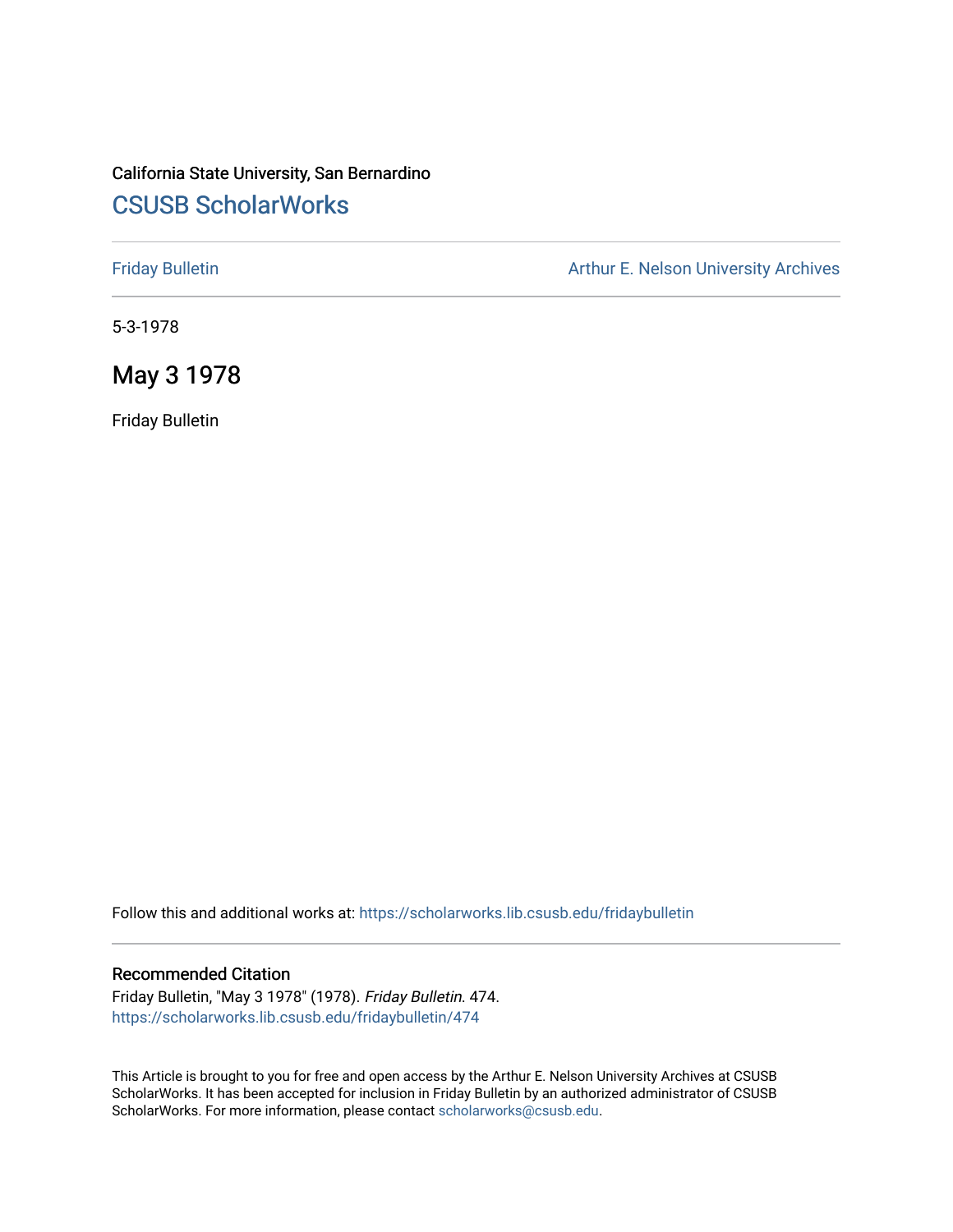California State University, San Bernardino

## CSUSB ScholarWorks

Friday Bulletin

Arthur E. Nelson University Archives

5-3-1978

# May 3 1978

Friday Bulletin

Follow this and additional works at: https://scholarworks.lib.csusb.edu/fridaybulletin

### Recommended Citation

Friday Bulletin, "May 3 1978" (1978). *Friday Bulletin*. 474.
https://scholarworks.lib.csusb.edu/fridaybulletin/474

This Article is brought to you for free and open access by the Arthur E. Nelson University Archives at CSUSB ScholarWorks. It has been accepted for inclusion in Friday Bulletin by an authorized administrator of CSUSB ScholarWorks. For more information, please contact scholarworks@csusb.edu.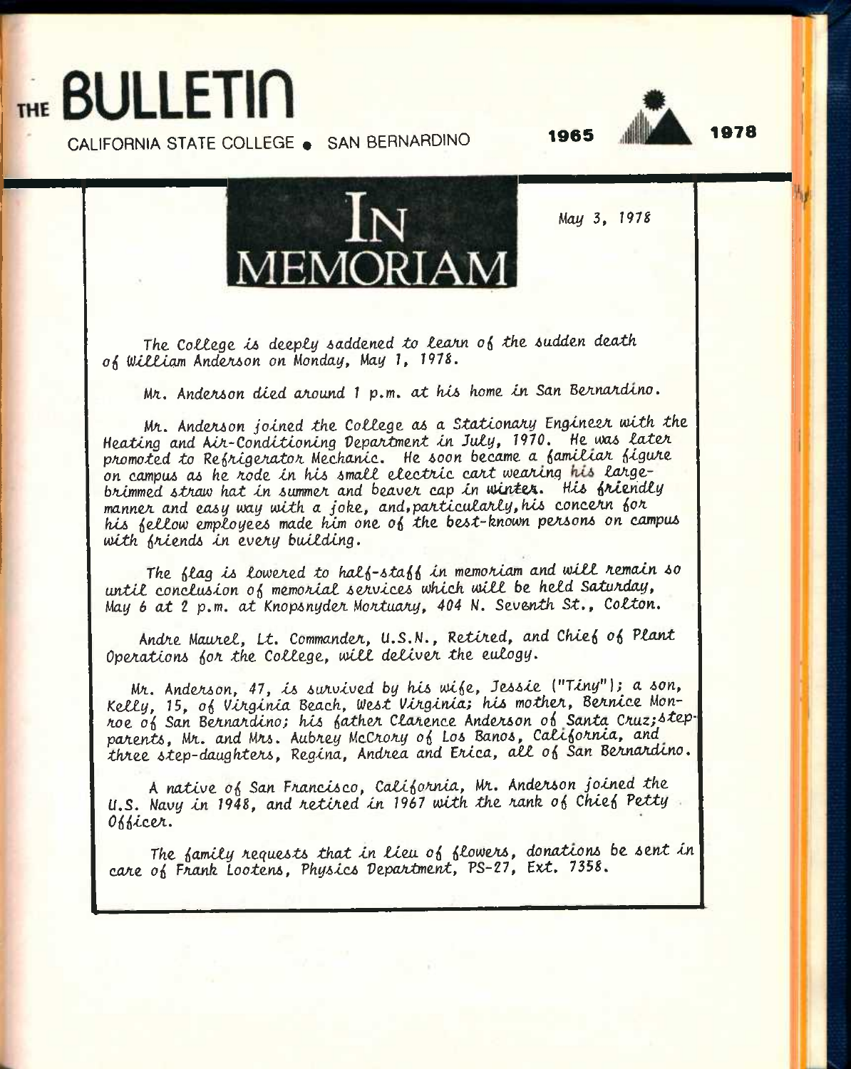# THE BULLETIN

CALIFORNIA STATE COLLEGE • SAN BERNARDINO

1965 1978

## IN MEMORIAM

*May 3, 1978*

*The College is deeply saddened to learn of the sudden death of William Anderson on Monday, May 1, 1978.*

*Mr. Anderson died around 1 p.m. at his home in San Bernardino.*

*Mr. Anderson joined the College as a Stationary Engineer with the Heating and Air-Conditioning Department in July, 1970. He was later promoted to Refrigerator Mechanic. He soon became a familiar figure on campus as he rode in his small electric cart wearing his large-brimmed straw hat in summer and beaver cap in winter. His friendly manner and easy way with a joke, and, particularly, his concern for his fellow employees made him one of the best-known persons on campus with friends in every building.*

*The flag is lowered to half-staff in memoriam and will remain so until conclusion of memorial services which will be held Saturday, May 6 at 2 p.m. at Knopsnyder Mortuary, 404 N. Seventh St., Colton.*

*Andre Maurel, Lt. Commander, U.S.N., Retired, and Chief of Plant Operations for the College, will deliver the eulogy.*

*Mr. Anderson, 47, is survived by his wife, Jessie ("Tiny"); a son, Kelly, 15, of Virginia Beach, West Virginia; his mother, Bernice Monroe of San Bernardino; his father Clarence Anderson of Santa Cruz; step-parents, Mr. and Mrs. Aubrey McCrory of Los Banos, California, and three step-daughters, Regina, Andrea and Erica, all of San Bernardino.*

*A native of San Francisco, California, Mr. Anderson joined the U.S. Navy in 1948, and retired in 1967 with the rank of Chief Petty Officer.*

*The family requests that in lieu of flowers, donations be sent in care of Frank Lootens, Physics Department, PS-27, Ext. 7358.*